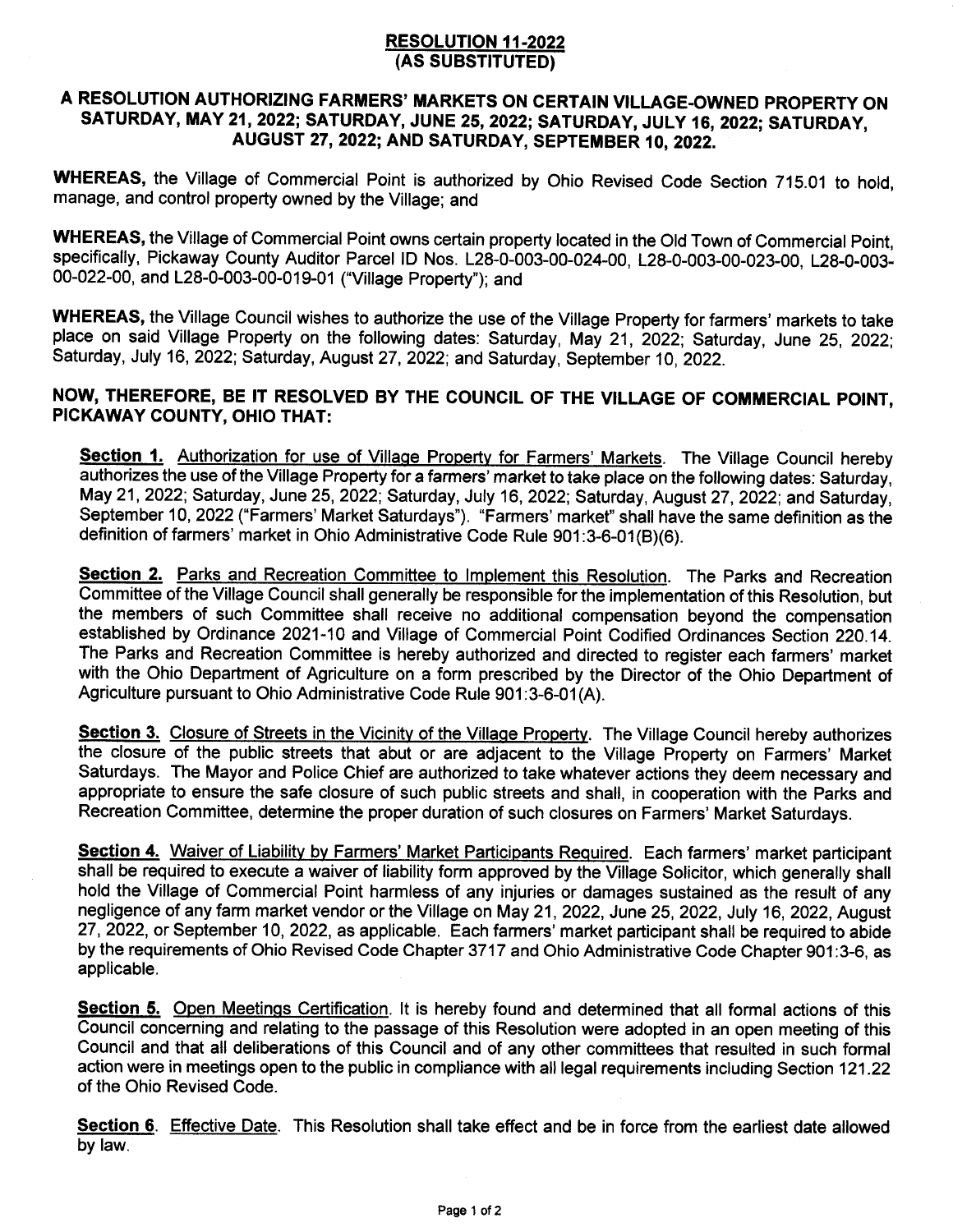# RESOLUTION 11-2022
# (AS SUBSTITUTED)

## A RESOLUTION AUTHORIZING FARMERS' MARKETS ON CERTAIN VILLAGE-OWNED PROPERTY ON SATURDAY, MAY 21, 2022; SATURDAY, JUNE 25, 2022; SATURDAY, JULY 16, 2022; SATURDAY, AUGUST 27, 2022; AND SATURDAY, SEPTEMBER 10, 2022.

**WHEREAS,** the Village of Commercial Point is authorized by Ohio Revised Code Section 715.01 to hold, manage, and control property owned by the Village; and

**WHEREAS,** the Village of Commercial Point owns certain property located in the Old Town of Commercial Point, specifically, Pickaway County Auditor Parcel ID Nos. L28-0-003-00-024-00, L28-0-003-00-023-00, L28-0-003-00-022-00, and L28-0-003-00-019-01 ("Village Property"); and

**WHEREAS,** the Village Council wishes to authorize the use of the Village Property for farmers' markets to take place on said Village Property on the following dates: Saturday, May 21, 2022; Saturday, June 25, 2022; Saturday, July 16, 2022; Saturday, August 27, 2022; and Saturday, September 10, 2022.

**NOW, THEREFORE, BE IT RESOLVED BY THE COUNCIL OF THE VILLAGE OF COMMERCIAL POINT, PICKAWAY COUNTY, OHIO THAT:**

**Section 1.** Authorization for use of Village Property for Farmers' Markets. The Village Council hereby authorizes the use of the Village Property for a farmers' market to take place on the following dates: Saturday, May 21, 2022; Saturday, June 25, 2022; Saturday, July 16, 2022; Saturday, August 27, 2022; and Saturday, September 10, 2022 ("Farmers' Market Saturdays"). "Farmers' market" shall have the same definition as the definition of farmers' market in Ohio Administrative Code Rule 901:3-6-01(B)(6).

**Section 2.** Parks and Recreation Committee to Implement this Resolution. The Parks and Recreation Committee of the Village Council shall generally be responsible for the implementation of this Resolution, but the members of such Committee shall receive no additional compensation beyond the compensation established by Ordinance 2021-10 and Village of Commercial Point Codified Ordinances Section 220.14. The Parks and Recreation Committee is hereby authorized and directed to register each farmers' market with the Ohio Department of Agriculture on a form prescribed by the Director of the Ohio Department of Agriculture pursuant to Ohio Administrative Code Rule 901:3-6-01(A).

**Section 3.** Closure of Streets in the Vicinity of the Village Property. The Village Council hereby authorizes the closure of the public streets that abut or are adjacent to the Village Property on Farmers' Market Saturdays. The Mayor and Police Chief are authorized to take whatever actions they deem necessary and appropriate to ensure the safe closure of such public streets and shall, in cooperation with the Parks and Recreation Committee, determine the proper duration of such closures on Farmers' Market Saturdays.

**Section 4.** Waiver of Liability by Farmers' Market Participants Required. Each farmers' market participant shall be required to execute a waiver of liability form approved by the Village Solicitor, which generally shall hold the Village of Commercial Point harmless of any injuries or damages sustained as the result of any negligence of any farm market vendor or the Village on May 21, 2022, June 25, 2022, July 16, 2022, August 27, 2022, or September 10, 2022, as applicable. Each farmers' market participant shall be required to abide by the requirements of Ohio Revised Code Chapter 3717 and Ohio Administrative Code Chapter 901:3-6, as applicable.

**Section 5.** Open Meetings Certification. It is hereby found and determined that all formal actions of this Council concerning and relating to the passage of this Resolution were adopted in an open meeting of this Council and that all deliberations of this Council and of any other committees that resulted in such formal action were in meetings open to the public in compliance with all legal requirements including Section 121.22 of the Ohio Revised Code.

**Section 6**. Effective Date. This Resolution shall take effect and be in force from the earliest date allowed by law.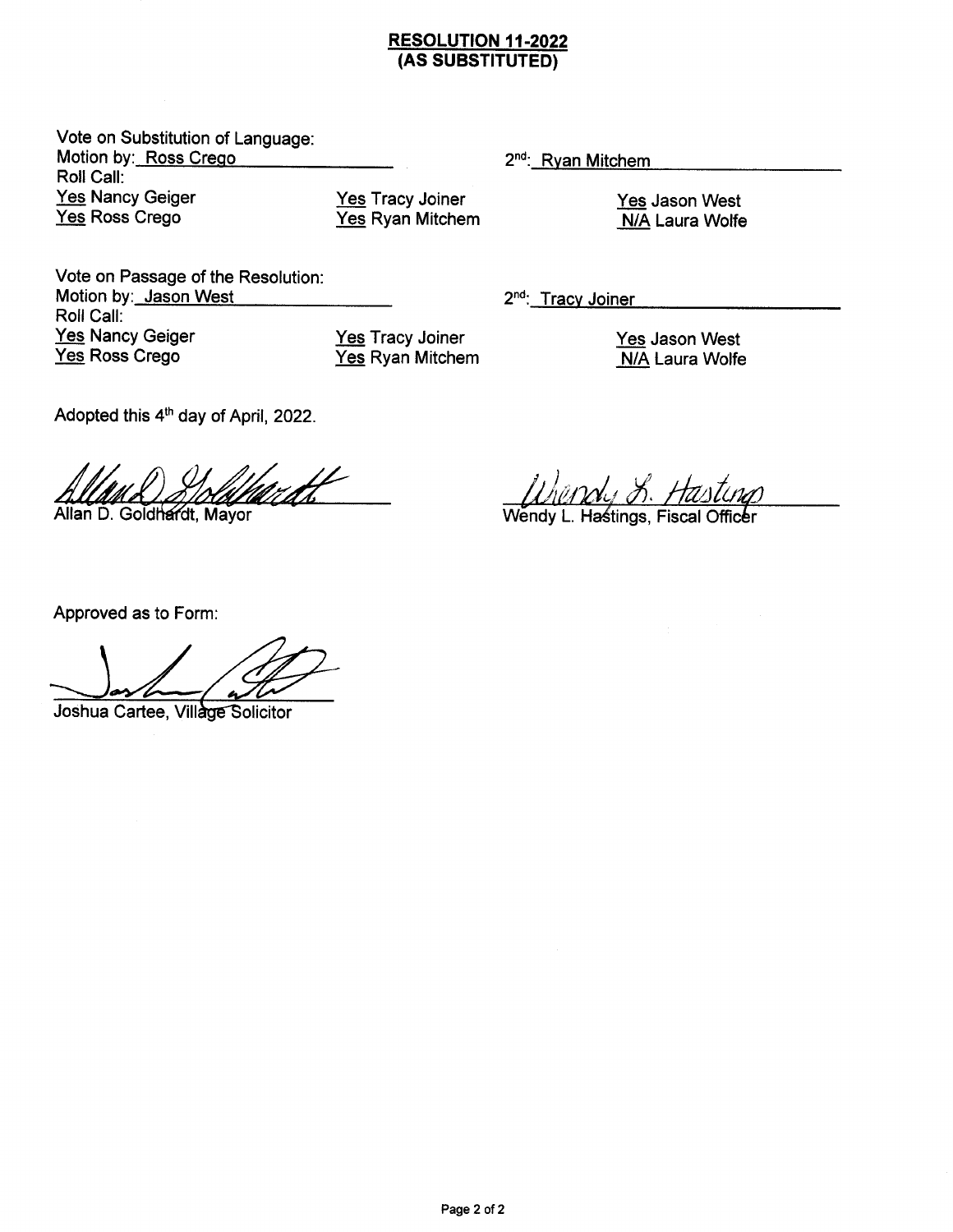**RESOLUTION 11-2022**
**(AS SUBSTITUTED)**

Vote on Substitution of Language:
Motion by: Ross Crego
2nd: Ryan Mitchem
Roll Call:
Yes Nancy Geiger
Yes Ross Crego
Yes Tracy Joiner
Yes Ryan Mitchem
Yes Jason West
N/A Laura Wolfe

Vote on Passage of the Resolution:
Motion by: Jason West
2nd: Tracy Joiner
Roll Call:
Yes Nancy Geiger
Yes Ross Crego
Yes Tracy Joiner
Yes Ryan Mitchem
Yes Jason West
N/A Laura Wolfe

Adopted this 4th day of April, 2022.

Allan D. Goldhardt, Mayor

Wendy L. Hastings, Fiscal Officer

Approved as to Form:

Joshua Cartee, Village Solicitor